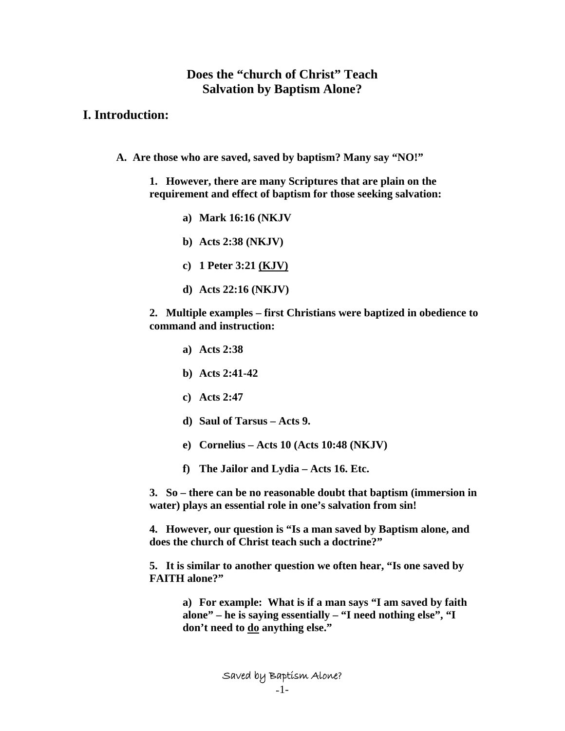# Does the "church of Christ" Teach Salvation by Baptism Alone?

## I. Introduction:

**A. Are those who are saved, saved by baptism? Many say "NO!"**

**1. However, there are many Scriptures that are plain on the requirement and effect of baptism for those seeking salvation:**

**a) Mark 16:16 (NKJV**

**b) Acts 2:38 (NKJV)**

**c) 1 Peter 3:21 <u>(KJV)</u>**

**d) Acts 22:16 (NKJV)**

**2. Multiple examples – first Christians were baptized in obedience to command and instruction:**

**a) Acts 2:38**

**b) Acts 2:41-42**

**c) Acts 2:47**

**d) Saul of Tarsus – Acts 9.**

**e) Cornelius – Acts 10 (Acts 10:48 (NKJV)**

**f) The Jailor and Lydia – Acts 16. Etc.**

**3. So – there can be no reasonable doubt that baptism (immersion in water) plays an essential role in one's salvation from sin!**

**4. However, our question is "Is a man saved by Baptism alone, and does the church of Christ teach such a doctrine?"**

**5. It is similar to another question we often hear, "Is one saved by FAITH alone?"**

**a) For example: What is if a man says "I am saved by faith alone" – he is saying essentially – "I need nothing else", "I don't need to <u>do</u> anything else."**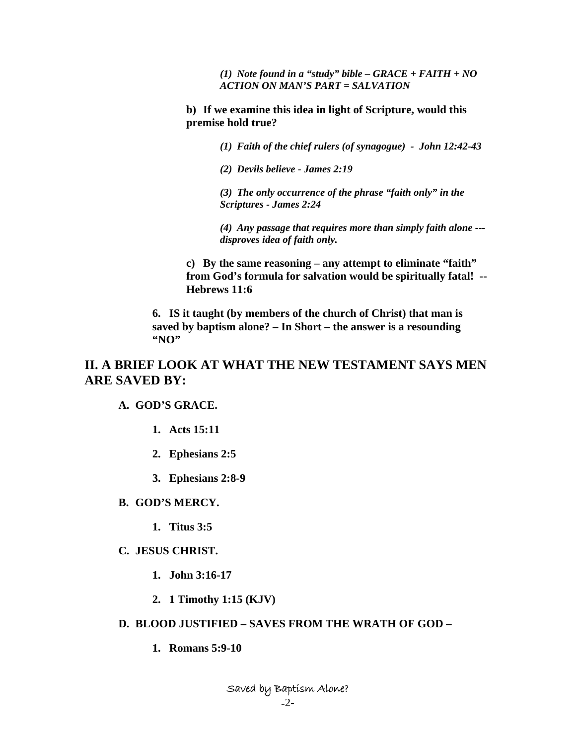*(1) Note found in a "study" bible – GRACE + FAITH + NO ACTION ON MAN'S PART = SALVATION*

**b) If we examine this idea in light of Scripture, would this premise hold true?**

*(1) Faith of the chief rulers (of synagogue) - John 12:42-43*

*(2) Devils believe - James 2:19*

*(3) The only occurrence of the phrase "faith only" in the Scriptures - James 2:24*

*(4) Any passage that requires more than simply faith alone --- disproves idea of faith only.*

**c) By the same reasoning – any attempt to eliminate "faith" from God's formula for salvation would be spiritually fatal! -- Hebrews 11:6**

**6. IS it taught (by members of the church of Christ) that man is saved by baptism alone? – In Short – the answer is a resounding "NO"**

## II. A BRIEF LOOK AT WHAT THE NEW TESTAMENT SAYS MEN ARE SAVED BY:

**A. GOD'S GRACE.**

1. **Acts 15:11**
2. **Ephesians 2:5**
3. **Ephesians 2:8-9**

**B. GOD'S MERCY.**

1. **Titus 3:5**

**C. JESUS CHRIST.**

1. **John 3:16-17**
2. **1 Timothy 1:15 (KJV)**

**D. BLOOD JUSTIFIED – SAVES FROM THE WRATH OF GOD –**

1. **Romans 5:9-10**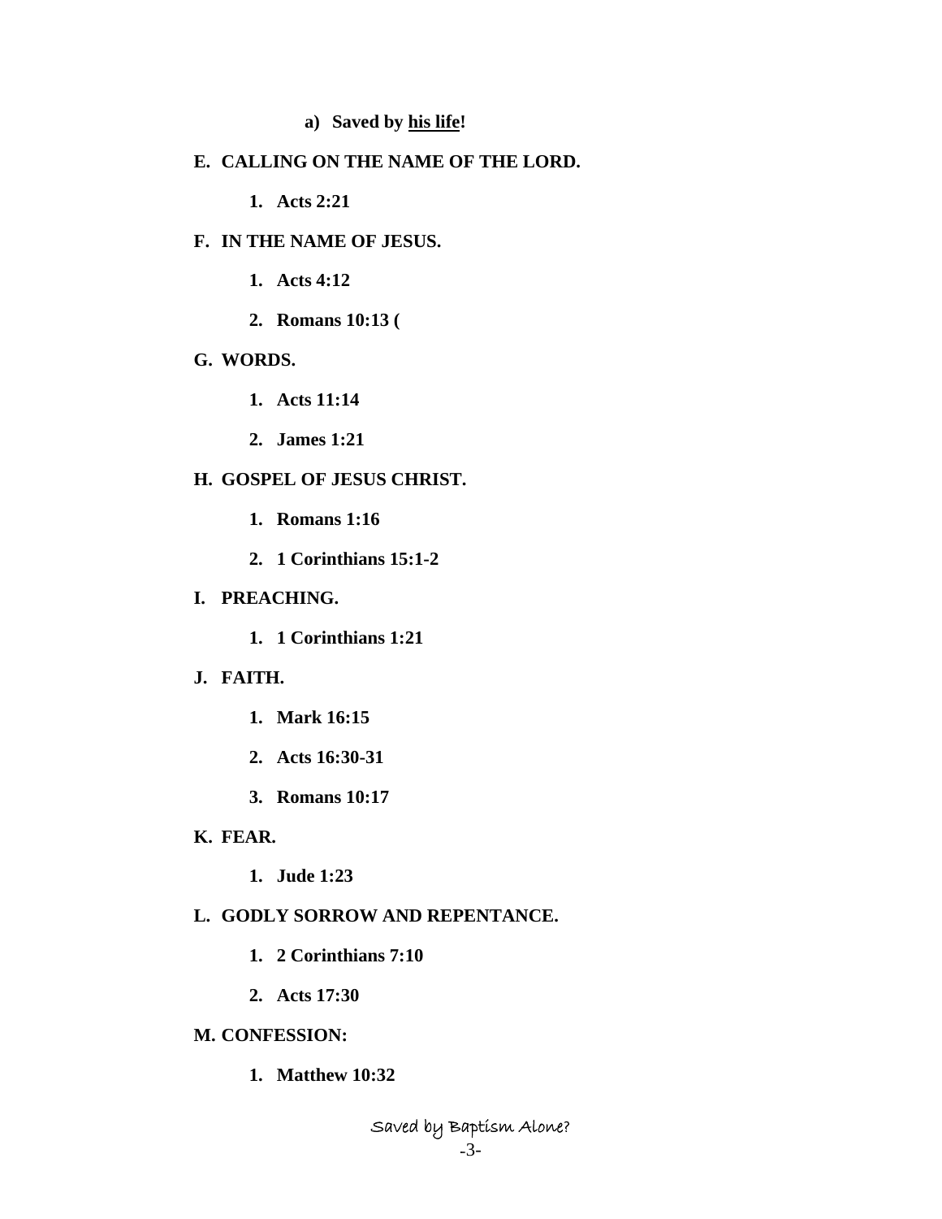a) **Saved by <u>his life</u>!**

**E. CALLING ON THE NAME OF THE LORD.**

1. **Acts 2:21**

**F. IN THE NAME OF JESUS.**

1. **Acts 4:12**
2. **Romans 10:13 (**

**G. WORDS.**

1. **Acts 11:14**
2. **James 1:21**

**H. GOSPEL OF JESUS CHRIST.**

1. **Romans 1:16**
2. **1 Corinthians 15:1-2**

**I. PREACHING.**

1. **1 Corinthians 1:21**

**J. FAITH.**

1. **Mark 16:15**
2. **Acts 16:30-31**
3. **Romans 10:17**

**K. FEAR.**

1. **Jude 1:23**

**L. GODLY SORROW AND REPENTANCE.**

1. **2 Corinthians 7:10**
2. **Acts 17:30**

**M. CONFESSION:**

1. **Matthew 10:32**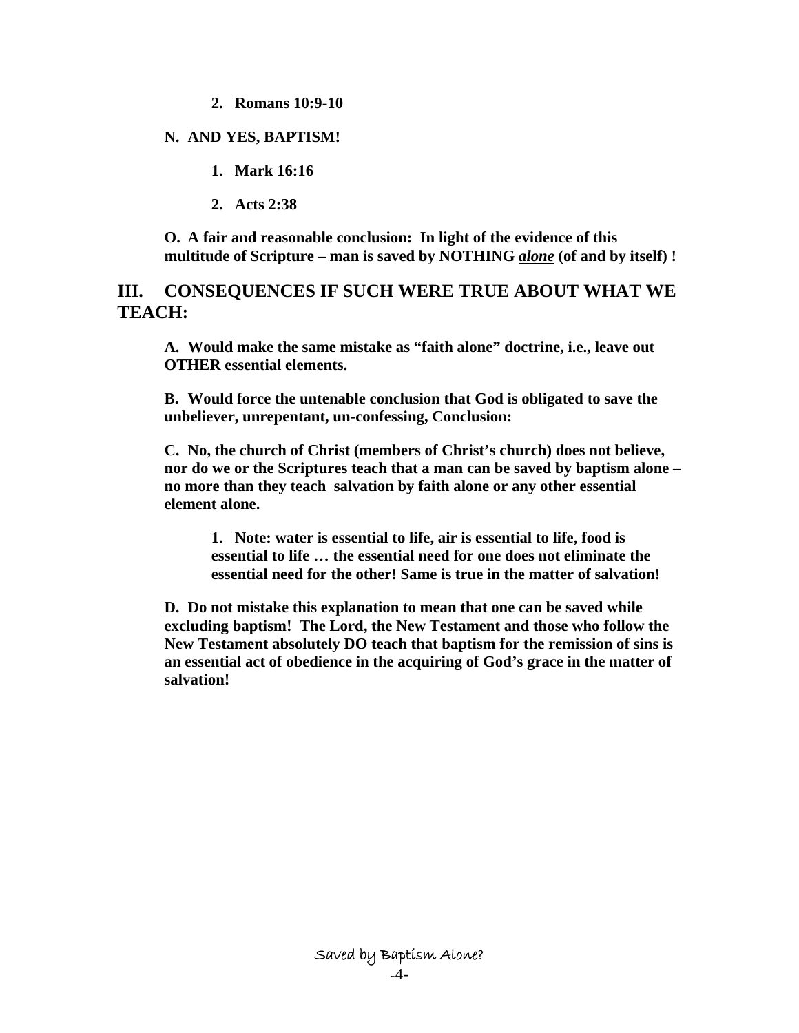2. **Romans 10:9-10**

**N. AND YES, BAPTISM!**

1. **Mark 16:16**
2. **Acts 2:38**

**O. A fair and reasonable conclusion: In light of the evidence of this multitude of Scripture – man is saved by NOTHING *alone* (of and by itself) !**

## III. CONSEQUENCES IF SUCH WERE TRUE ABOUT WHAT WE TEACH:

**A. Would make the same mistake as "faith alone" doctrine, i.e., leave out OTHER essential elements.**

**B. Would force the untenable conclusion that God is obligated to save the unbeliever, unrepentant, un-confessing, Conclusion:**

**C. No, the church of Christ (members of Christ's church) does not believe, nor do we or the Scriptures teach that a man can be saved by baptism alone – no more than they teach salvation by faith alone or any other essential element alone.**

1. **Note: water is essential to life, air is essential to life, food is essential to life … the essential need for one does not eliminate the essential need for the other! Same is true in the matter of salvation!**

**D. Do not mistake this explanation to mean that one can be saved while excluding baptism! The Lord, the New Testament and those who follow the New Testament absolutely DO teach that baptism for the remission of sins is an essential act of obedience in the acquiring of God's grace in the matter of salvation!**